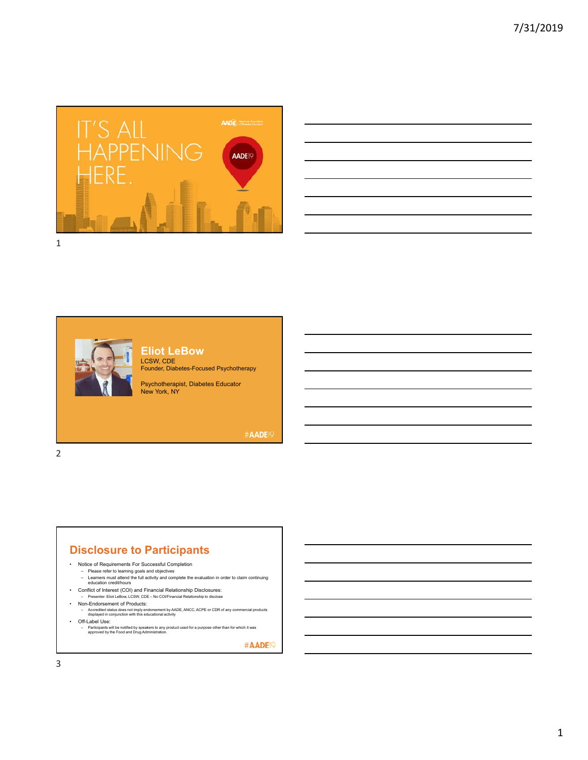IT'S ALL HAPPENING HERE.

AADE19

## Eliot LeBow

LCSW, CDE
Founder, Diabetes-Focused Psychotherapy

Psychotherapist, Diabetes Educator
New York, NY

#AADE19

## Disclosure to Participants

- Notice of Requirements For Successful Completion
  - Please refer to learning goals and objectives
  - Learners must attend the full activity and complete the evaluation in order to claim continuing education credit/hours
- Conflict of Interest (COI) and Financial Relationship Disclosures:
  - Presenter: Eliot LeBow, LCSW, CDE – No COI/Financial Relationship to disclose
- Non-Endorsement of Products:
  - Accredited status does not imply endorsement by AADE, ANCC, ACPE or CDR of any commercial products displayed in conjunction with this educational activity
- Off-Label Use:
  - Participants will be notified by speakers to any product used for a purpose other than for which it was approved by the Food and Drug Administration.

#AADE19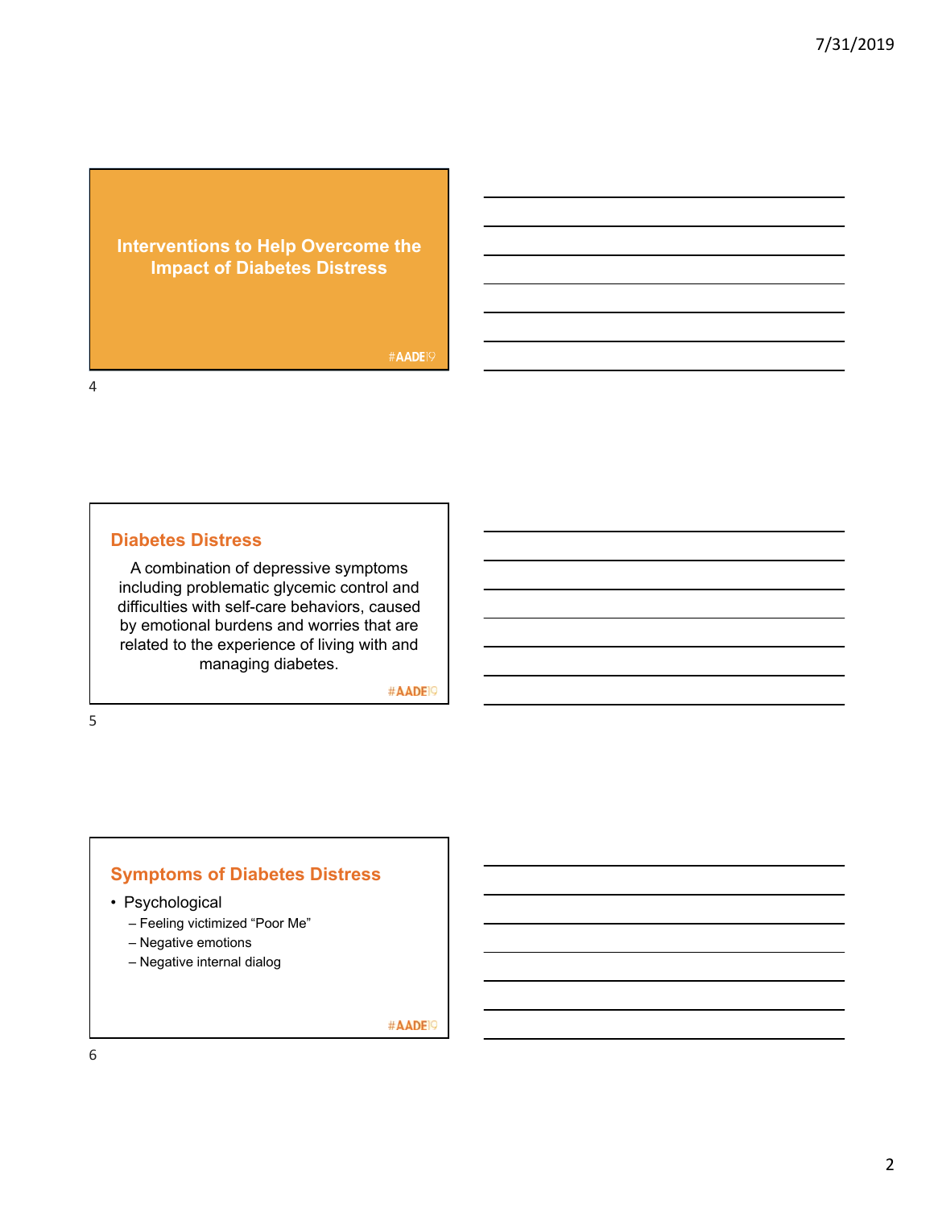## Interventions to Help Overcome the Impact of Diabetes Distress

#AADE19

## Diabetes Distress

A combination of depressive symptoms including problematic glycemic control and difficulties with self-care behaviors, caused by emotional burdens and worries that are related to the experience of living with and managing diabetes.

#AADE19

## Symptoms of Diabetes Distress

- Psychological
  - Feeling victimized "Poor Me"
  - Negative emotions
  - Negative internal dialog

#AADE19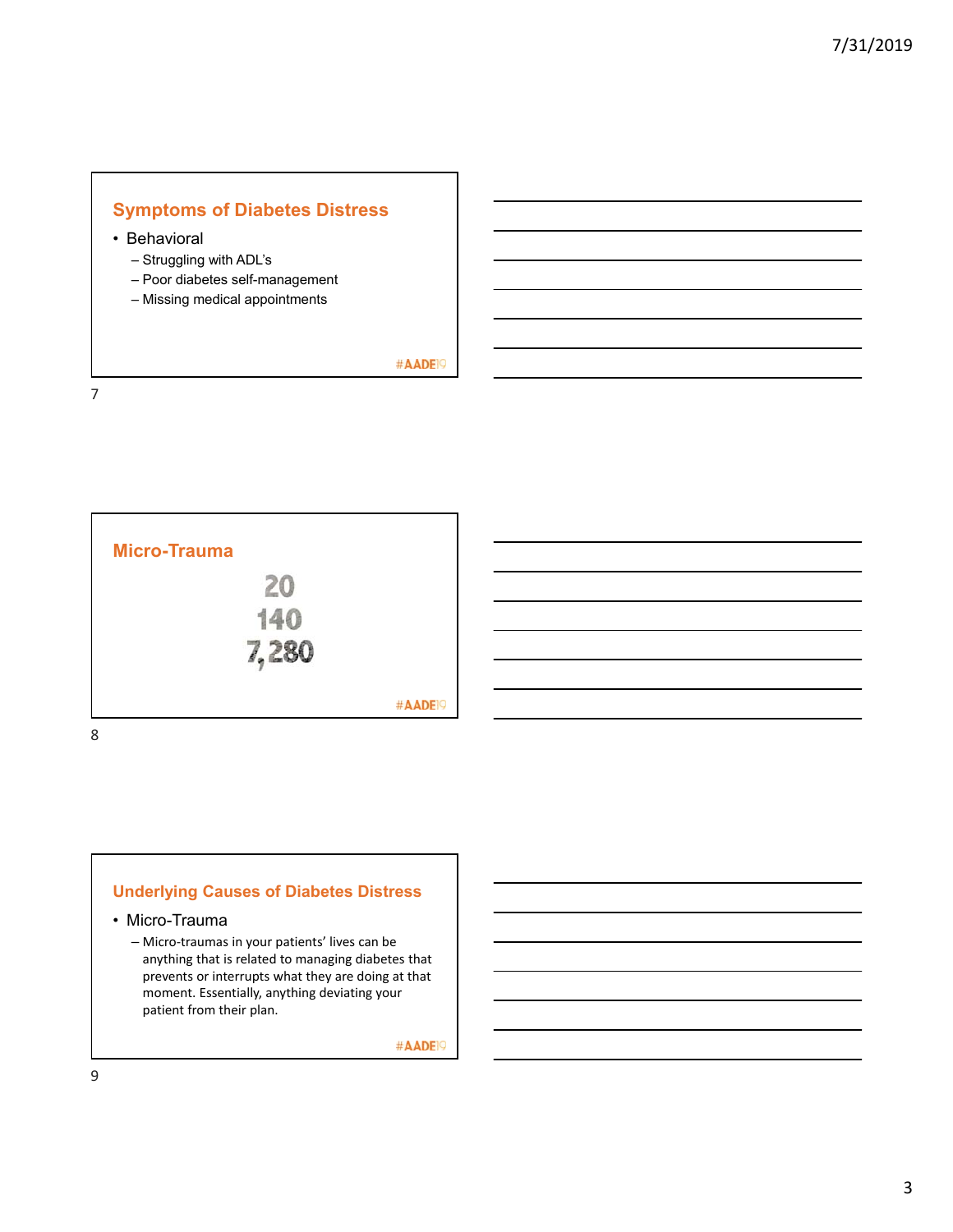## Symptoms of Diabetes Distress

- Behavioral
  - Struggling with ADL's
  - Poor diabetes self-management
  - Missing medical appointments

#AADE19

## Micro-Trauma

20

140

7,280

#AADE19

## Underlying Causes of Diabetes Distress

- Micro-Trauma
  - Micro-traumas in your patients' lives can be anything that is related to managing diabetes that prevents or interrupts what they are doing at that moment. Essentially, anything deviating your patient from their plan.

#AADE19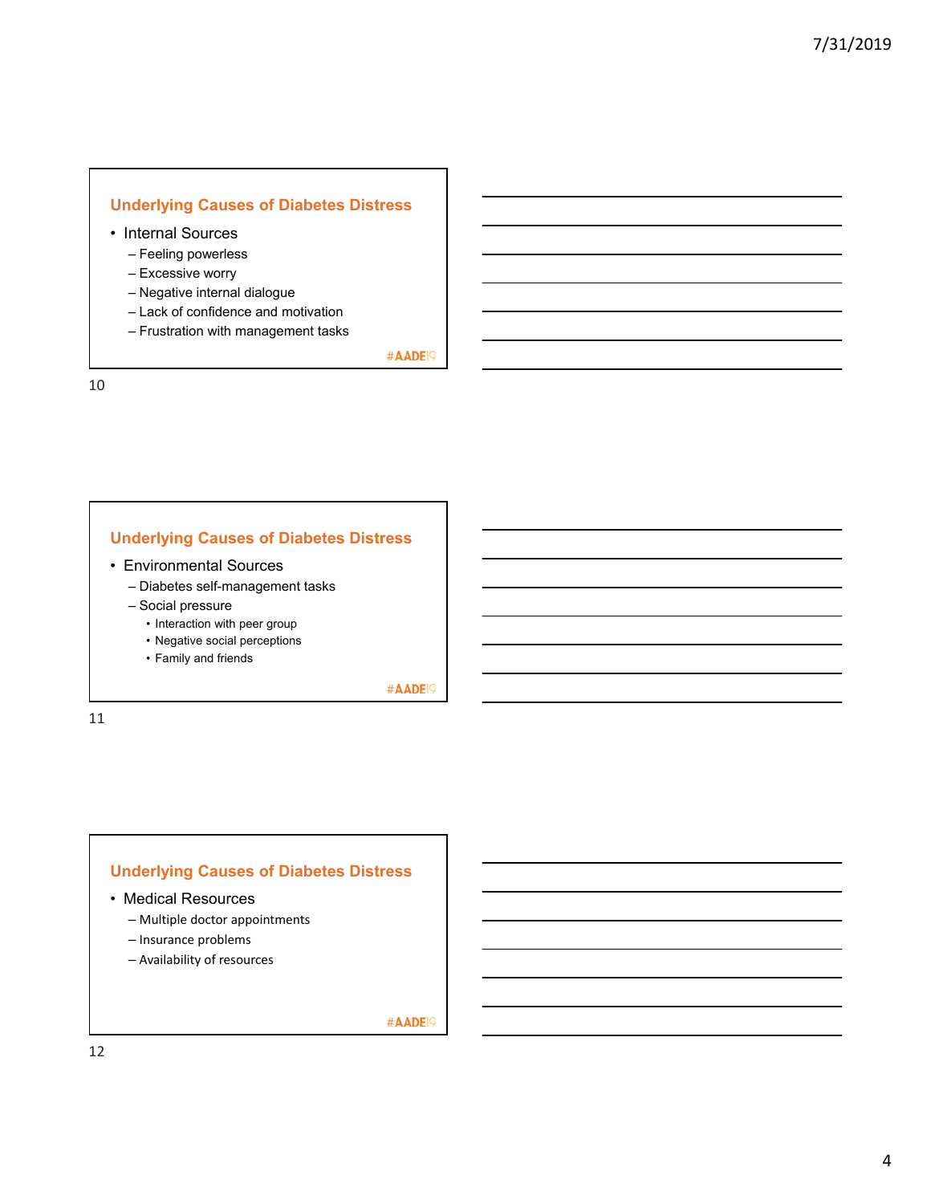## Underlying Causes of Diabetes Distress

- Internal Sources
  - Feeling powerless
  - Excessive worry
  - Negative internal dialogue
  - Lack of confidence and motivation
  - Frustration with management tasks

#AADE19

## Underlying Causes of Diabetes Distress

- Environmental Sources
  - Diabetes self-management tasks
  - Social pressure
    - Interaction with peer group
    - Negative social perceptions
    - Family and friends

#AADE19

## Underlying Causes of Diabetes Distress

- Medical Resources
  - Multiple doctor appointments
  - Insurance problems
  - Availability of resources

#AADE19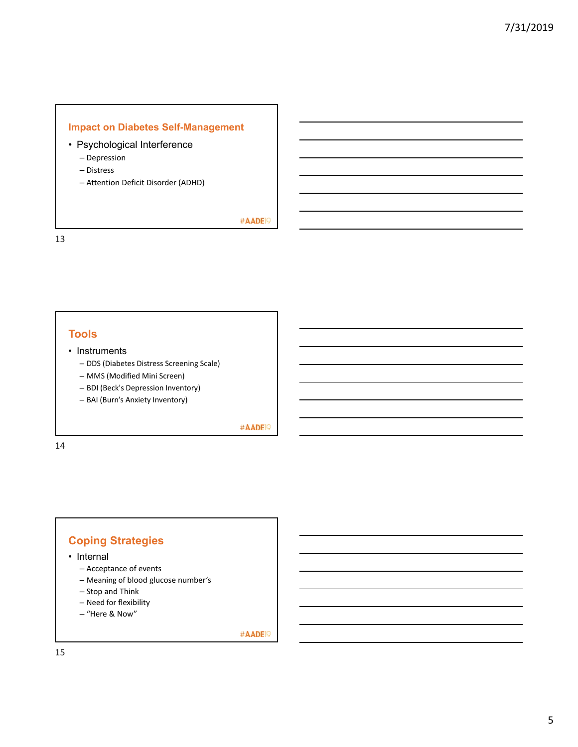## Impact on Diabetes Self-Management

- Psychological Interference
  - Depression
  - Distress
  - Attention Deficit Disorder (ADHD)

#AADE19

## Tools

- Instruments
  - DDS (Diabetes Distress Screening Scale)
  - MMS (Modified Mini Screen)
  - BDI (Beck's Depression Inventory)
  - BAI (Burn's Anxiety Inventory)

#AADE19

## Coping Strategies

- Internal
  - Acceptance of events
  - Meaning of blood glucose number's
  - Stop and Think
  - Need for flexibility
  - "Here & Now"

#AADE19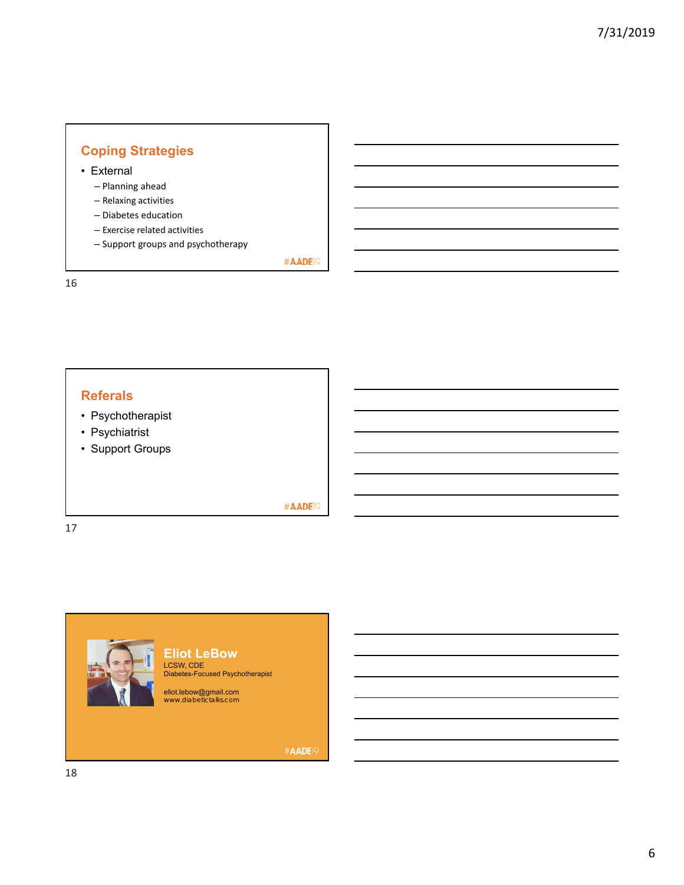## Coping Strategies

- External
  - Planning ahead
  - Relaxing activities
  - Diabetes education
  - Exercise related activities
  - Support groups and psychotherapy

#AADE19

## Referals

- Psychotherapist
- Psychiatrist
- Support Groups

#AADE19

## Eliot LeBow

LCSW, CDE
Diabetes-Focused Psychotherapist

eliot.lebow@gmail.com
www.diabetictalks.com

#AADE19